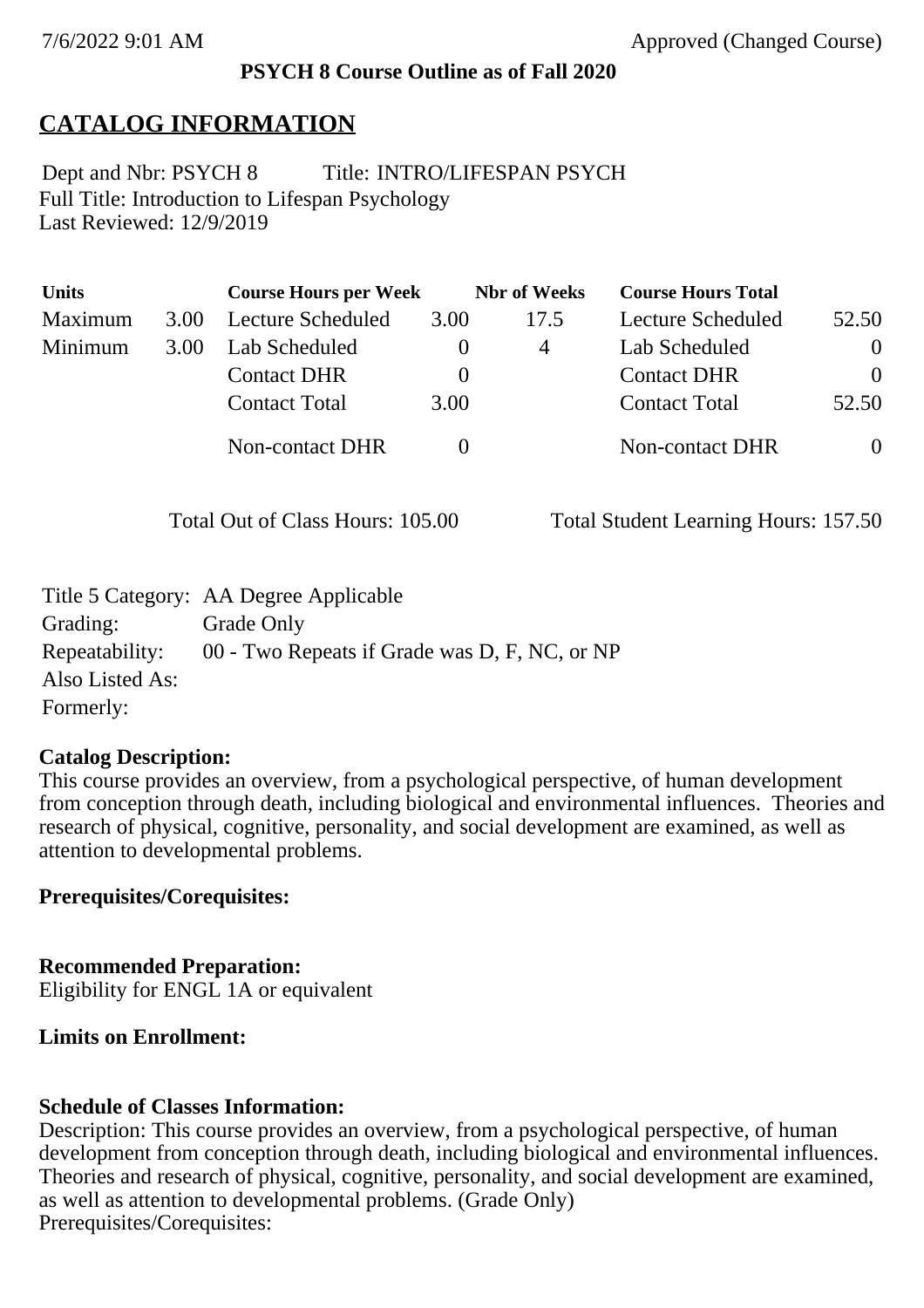**PSYCH 8 Course Outline as of Fall 2020**

# CATALOG INFORMATION

Dept and Nbr: PSYCH 8 Title: INTRO/LIFESPAN PSYCH
Full Title: Introduction to Lifespan Psychology
Last Reviewed: 12/9/2019

| Units | | Course Hours per Week | | Nbr of Weeks | Course Hours Total | |
|---|---|---|---|---|---|---|
| Maximum | 3.00 | Lecture Scheduled | 3.00 | 17.5 | Lecture Scheduled | 52.50 |
| Minimum | 3.00 | Lab Scheduled | 0 | 4 | Lab Scheduled | 0 |
| | | Contact DHR | 0 | | Contact DHR | 0 |
| | | Contact Total | 3.00 | | Contact Total | 52.50 |
| | | Non-contact DHR | 0 | | Non-contact DHR | 0 |

Total Out of Class Hours: 105.00 Total Student Learning Hours: 157.50

Title 5 Category: AA Degree Applicable
Grading: Grade Only
Repeatability: 00 - Two Repeats if Grade was D, F, NC, or NP
Also Listed As:
Formerly:

**Catalog Description:**
This course provides an overview, from a psychological perspective, of human development from conception through death, including biological and environmental influences. Theories and research of physical, cognitive, personality, and social development are examined, as well as attention to developmental problems.

**Prerequisites/Corequisites:**

**Recommended Preparation:**
Eligibility for ENGL 1A or equivalent

**Limits on Enrollment:**

**Schedule of Classes Information:**
Description: This course provides an overview, from a psychological perspective, of human development from conception through death, including biological and environmental influences. Theories and research of physical, cognitive, personality, and social development are examined, as well as attention to developmental problems. (Grade Only)
Prerequisites/Corequisites: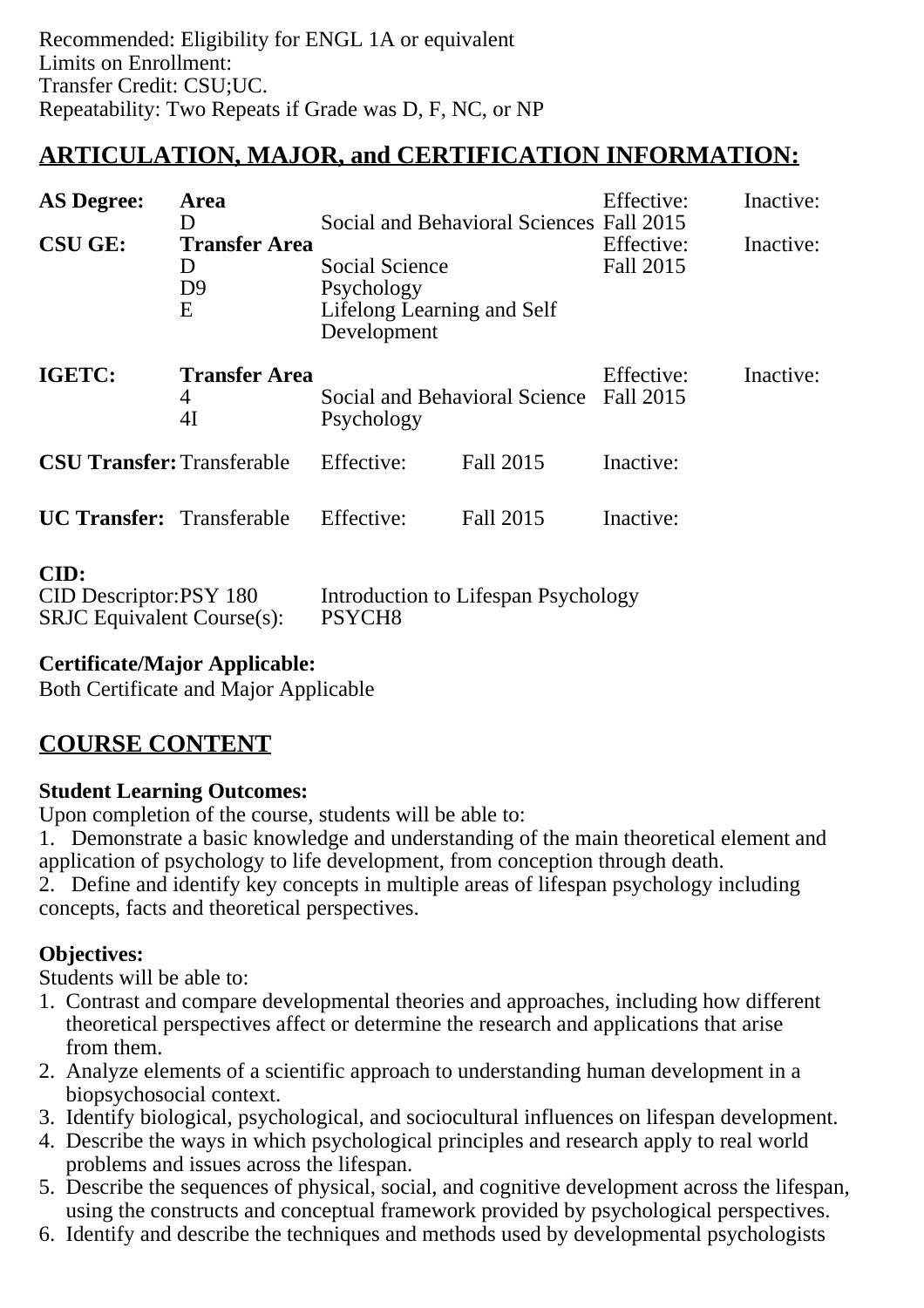Recommended: Eligibility for ENGL 1A or equivalent
Limits on Enrollment:
Transfer Credit: CSU;UC.
Repeatability: Two Repeats if Grade was D, F, NC, or NP

## ARTICULATION, MAJOR, and CERTIFICATION INFORMATION:

| | | | | |
|---|---|---|---|---|
| **AS Degree:** | **Area** | | Effective: | Inactive: |
| | D | Social and Behavioral Sciences | Fall 2015 | |
| **CSU GE:** | **Transfer Area** | | Effective: | Inactive: |
| | D | Social Science | Fall 2015 | |
| | D9 | Psychology | | |
| | E | Lifelong Learning and Self Development | | |
| **IGETC:** | **Transfer Area** | | Effective: | Inactive: |
| | 4 | Social and Behavioral Science | Fall 2015 | |
| | 4I | Psychology | | |

| | | | | |
|---|---|---|---|---|
| **CSU Transfer:** | Transferable | Effective: | Fall 2015 | Inactive: |
| **UC Transfer:** | Transferable | Effective: | Fall 2015 | Inactive: |

**CID:**
CID Descriptor:PSY 180 Introduction to Lifespan Psychology
SRJC Equivalent Course(s): PSYCH8

**Certificate/Major Applicable:**
Both Certificate and Major Applicable

## COURSE CONTENT

**Student Learning Outcomes:**
Upon completion of the course, students will be able to:
1. Demonstrate a basic knowledge and understanding of the main theoretical element and application of psychology to life development, from conception through death.
2. Define and identify key concepts in multiple areas of lifespan psychology including concepts, facts and theoretical perspectives.

**Objectives:**
Students will be able to:
1. Contrast and compare developmental theories and approaches, including how different theoretical perspectives affect or determine the research and applications that arise from them.
2. Analyze elements of a scientific approach to understanding human development in a biopsychosocial context.
3. Identify biological, psychological, and sociocultural influences on lifespan development.
4. Describe the ways in which psychological principles and research apply to real world problems and issues across the lifespan.
5. Describe the sequences of physical, social, and cognitive development across the lifespan, using the constructs and conceptual framework provided by psychological perspectives.
6. Identify and describe the techniques and methods used by developmental psychologists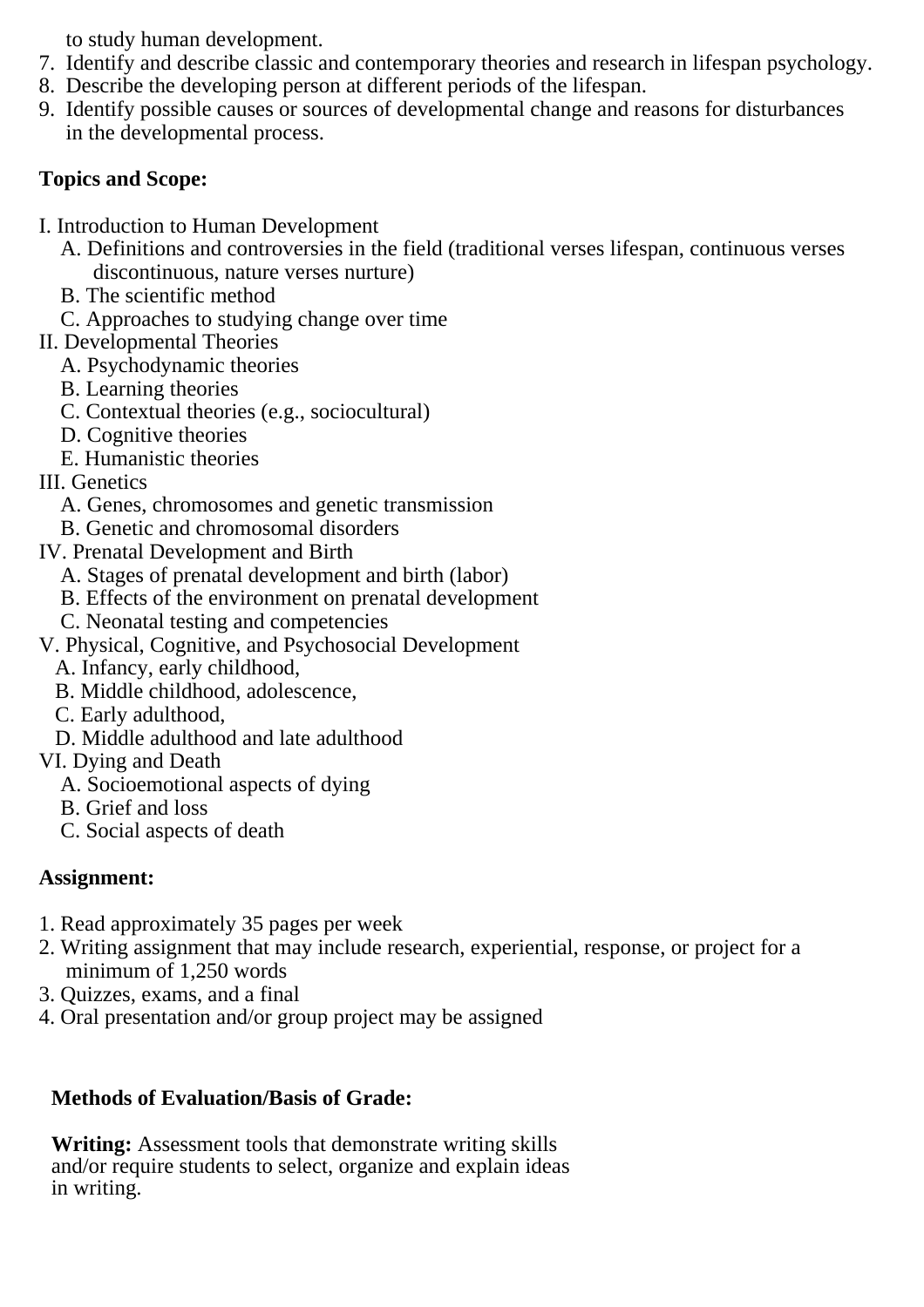to study human development.

7. Identify and describe classic and contemporary theories and research in lifespan psychology.
8. Describe the developing person at different periods of the lifespan.
9. Identify possible causes or sources of developmental change and reasons for disturbances in the developmental process.

**Topics and Scope:**

I. Introduction to Human Development
  A. Definitions and controversies in the field (traditional verses lifespan, continuous verses discontinuous, nature verses nurture)
  B. The scientific method
  C. Approaches to studying change over time

II. Developmental Theories
  A. Psychodynamic theories
  B. Learning theories
  C. Contextual theories (e.g., sociocultural)
  D. Cognitive theories
  E. Humanistic theories

III. Genetics
  A. Genes, chromosomes and genetic transmission
  B. Genetic and chromosomal disorders

IV. Prenatal Development and Birth
  A. Stages of prenatal development and birth (labor)
  B. Effects of the environment on prenatal development
  C. Neonatal testing and competencies

V. Physical, Cognitive, and Psychosocial Development
  A. Infancy, early childhood,
  B. Middle childhood, adolescence,
  C. Early adulthood,
  D. Middle adulthood and late adulthood

VI. Dying and Death
  A. Socioemotional aspects of dying
  B. Grief and loss
  C. Social aspects of death

**Assignment:**

1. Read approximately 35 pages per week
2. Writing assignment that may include research, experiential, response, or project for a minimum of 1,250 words
3. Quizzes, exams, and a final
4. Oral presentation and/or group project may be assigned

**Methods of Evaluation/Basis of Grade:**

**Writing:** Assessment tools that demonstrate writing skills and/or require students to select, organize and explain ideas in writing.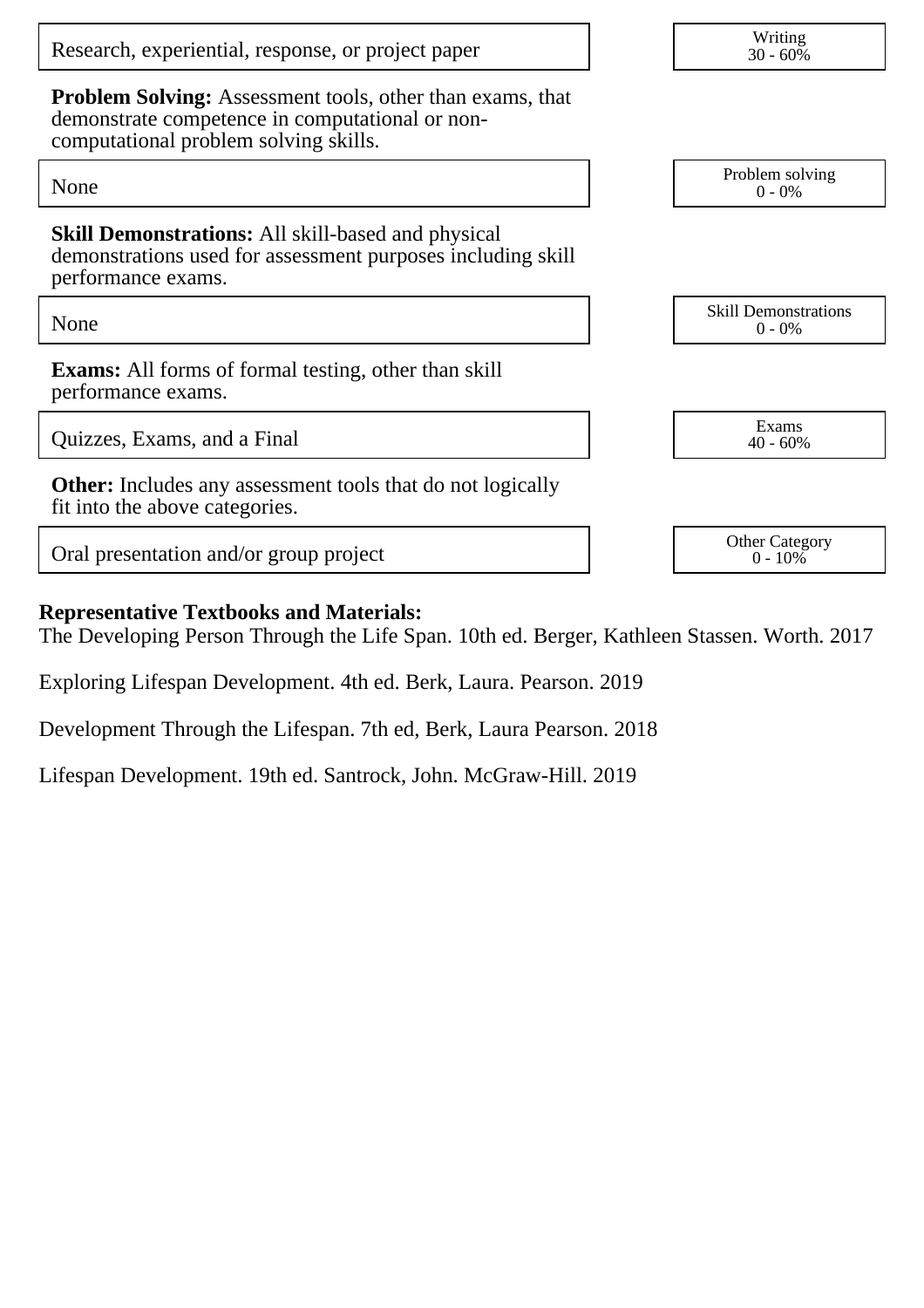| | |
|---|---|
| Research, experiential, response, or project paper | Writing<br>30 - 60% |

**Problem Solving:** Assessment tools, other than exams, that demonstrate competence in computational or non-computational problem solving skills.

| | |
|---|---|
| None | Problem solving<br>0 - 0% |

**Skill Demonstrations:** All skill-based and physical demonstrations used for assessment purposes including skill performance exams.

| | |
|---|---|
| None | Skill Demonstrations<br>0 - 0% |

**Exams:** All forms of formal testing, other than skill performance exams.

| | |
|---|---|
| Quizzes, Exams, and a Final | Exams<br>40 - 60% |

**Other:** Includes any assessment tools that do not logically fit into the above categories.

| | |
|---|---|
| Oral presentation and/or group project | Other Category<br>0 - 10% |

**Representative Textbooks and Materials:**

The Developing Person Through the Life Span. 10th ed. Berger, Kathleen Stassen. Worth. 2017

Exploring Lifespan Development. 4th ed. Berk, Laura. Pearson. 2019

Development Through the Lifespan. 7th ed, Berk, Laura Pearson. 2018

Lifespan Development. 19th ed. Santrock, John. McGraw-Hill. 2019